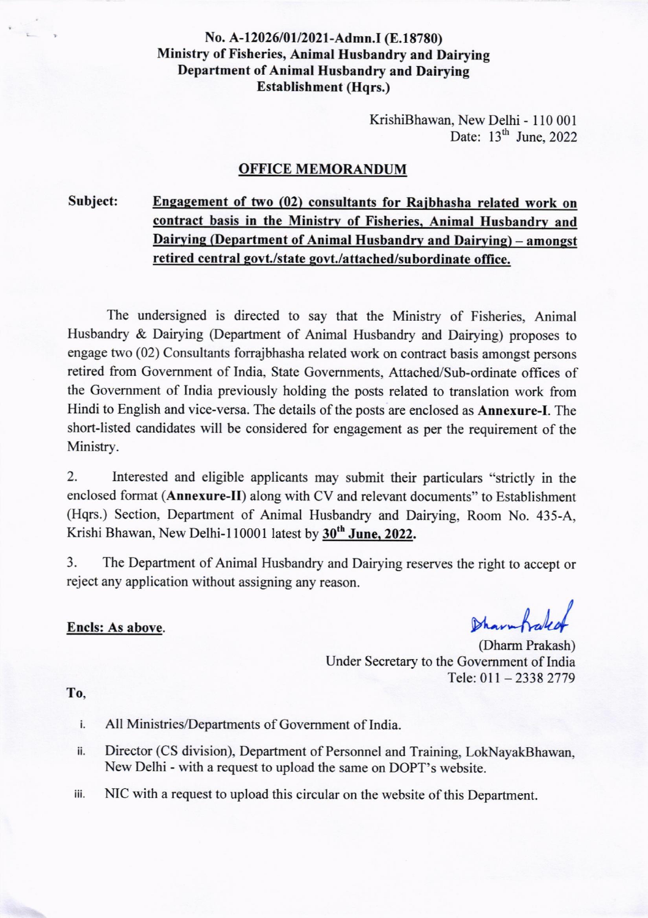**No. A-12026/01/2021-Admn.I (E.18780)**
**Ministry of Fisheries, Animal Husbandry and Dairying**
**Department of Animal Husbandry and Dairying**
**Establishment (Hqrs.)**

KrishiBhawan, New Delhi - 110 001
Date: 13th June, 2022

## OFFICE MEMORANDUM

**Subject: Engagement of two (02) consultants for Rajbhasha related work on contract basis in the Ministry of Fisheries, Animal Husbandry and Dairying (Department of Animal Husbandry and Dairying) – amongst retired central govt./state govt./attached/subordinate office.**

The undersigned is directed to say that the Ministry of Fisheries, Animal Husbandry & Dairying (Department of Animal Husbandry and Dairying) proposes to engage two (02) Consultants forrajbhasha related work on contract basis amongst persons retired from Government of India, State Governments, Attached/Sub-ordinate offices of the Government of India previously holding the posts related to translation work from Hindi to English and vice-versa. The details of the posts are enclosed as **Annexure-I**. The short-listed candidates will be considered for engagement as per the requirement of the Ministry.

2. Interested and eligible applicants may submit their particulars "strictly in the enclosed format (**Annexure-II**) along with CV and relevant documents" to Establishment (Hqrs.) Section, Department of Animal Husbandry and Dairying, Room No. 435-A, Krishi Bhawan, New Delhi-110001 latest by **30th June, 2022.**

3. The Department of Animal Husbandry and Dairying reserves the right to accept or reject any application without assigning any reason.

**Encls: As above.**

(Dharm Prakash)
Under Secretary to the Government of India
Tele: 011 – 2338 2779

**To,**

i. All Ministries/Departments of Government of India.
ii. Director (CS division), Department of Personnel and Training, LokNayakBhawan, New Delhi - with a request to upload the same on DOPT's website.
iii. NIC with a request to upload this circular on the website of this Department.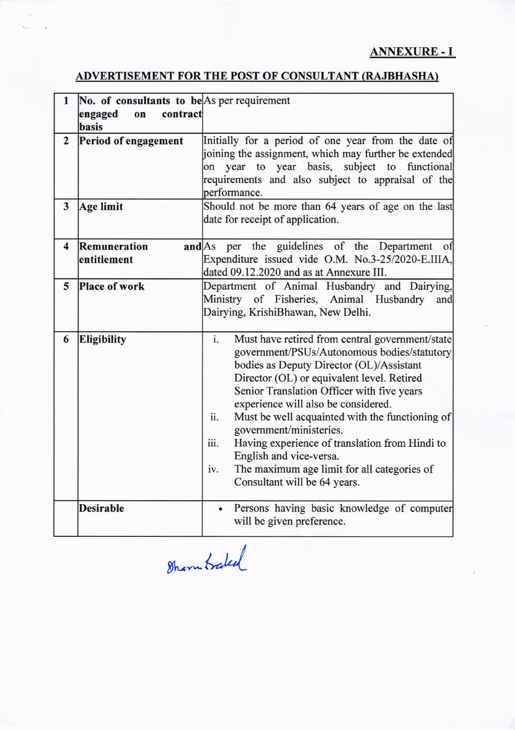**ANNEXURE - I**

## ADVERTISEMENT FOR THE POST OF CONSULTANT (RAJBHASHA)

| | | |
|---|---|---|
| 1 | **No. of consultants to be engaged on contract basis** | As per requirement |
| 2 | **Period of engagement** | Initially for a period of one year from the date of joining the assignment, which may further be extended on year to year basis, subject to functional requirements and also subject to appraisal of the performance. |
| 3 | **Age limit** | Should not be more than 64 years of age on the last date for receipt of application. |
| 4 | **Remuneration and entitlement** | As per the guidelines of the Department of Expenditure issued vide O.M. No.3-25/2020-E.IIIA, dated 09.12.2020 and as at Annexure III. |
| 5 | **Place of work** | Department of Animal Husbandry and Dairying, Ministry of Fisheries, Animal Husbandry and Dairying, KrishiBhawan, New Delhi. |
| 6 | **Eligibility** | i. Must have retired from central government/state government/PSUs/Autonomous bodies/statutory bodies as Deputy Director (OL)/Assistant Director (OL) or equivalent level. Retired Senior Translation Officer with five years experience will also be considered.<br>ii. Must be well acquainted with the functioning of government/ministeries.<br>iii. Having experience of translation from Hindi to English and vice-versa.<br>iv. The maximum age limit for all categories of Consultant will be 64 years. |
| | **Desirable** | • Persons having basic knowledge of computer will be given preference. |